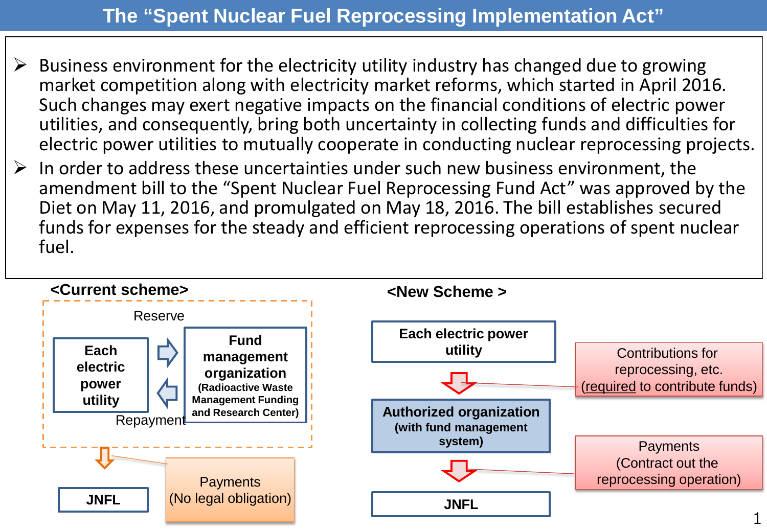# The "Spent Nuclear Fuel Reprocessing Implementation Act"

- Business environment for the electricity utility industry has changed due to growing market competition along with electricity market reforms, which started in April 2016. Such changes may exert negative impacts on the financial conditions of electric power utilities, and consequently, bring both uncertainty in collecting funds and difficulties for electric power utilities to mutually cooperate in conducting nuclear reprocessing projects.
- In order to address these uncertainties under such new business environment, the amendment bill to the "Spent Nuclear Fuel Reprocessing Fund Act" was approved by the Diet on May 11, 2016, and promulgated on May 18, 2016. The bill establishes secured funds for expenses for the steady and efficient reprocessing operations of spent nuclear fuel.

**<Current scheme>**

Reserve

**Each electric power utility**

**Fund management organization**
**(Radioactive Waste Management Funding and Research Center)**

Repayment

**JNFL**

Payments
(No legal obligation)

**<New Scheme >**

**Each electric power utility**

Contributions for reprocessing, etc.
(required to contribute funds)

**Authorized organization**
**(with fund management system)**

Payments
(Contract out the reprocessing operation)

**JNFL**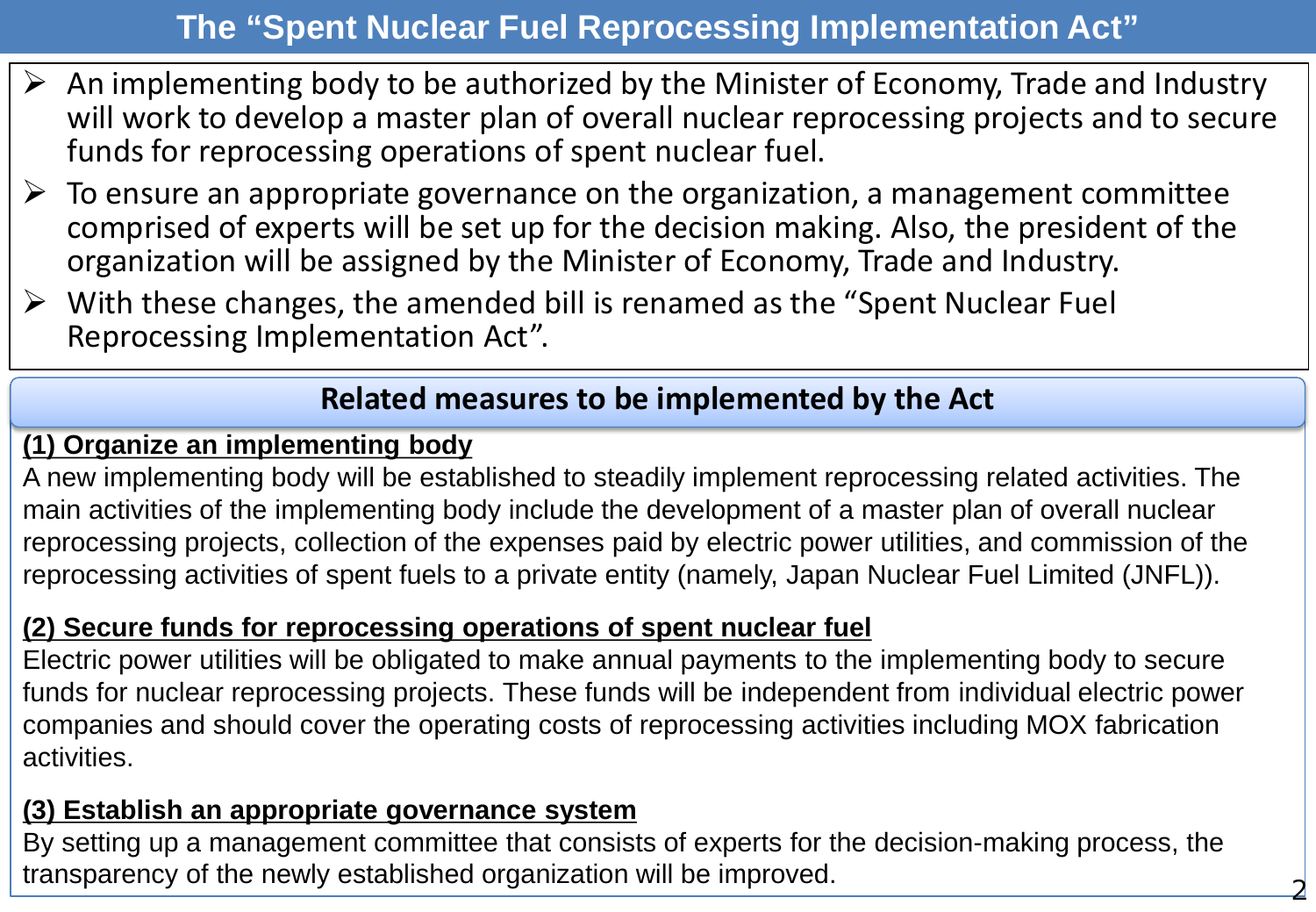# The “Spent Nuclear Fuel Reprocessing Implementation Act”

- An implementing body to be authorized by the Minister of Economy, Trade and Industry will work to develop a master plan of overall nuclear reprocessing projects and to secure funds for reprocessing operations of spent nuclear fuel.
- To ensure an appropriate governance on the organization, a management committee comprised of experts will be set up for the decision making. Also, the president of the organization will be assigned by the Minister of Economy, Trade and Industry.
- With these changes, the amended bill is renamed as the “Spent Nuclear Fuel Reprocessing Implementation Act”.

## Related measures to be implemented by the Act

### (1) Organize an implementing body

A new implementing body will be established to steadily implement reprocessing related activities. The main activities of the implementing body include the development of a master plan of overall nuclear reprocessing projects, collection of the expenses paid by electric power utilities, and commission of the reprocessing activities of spent fuels to a private entity (namely, Japan Nuclear Fuel Limited (JNFL)).

### (2) Secure funds for reprocessing operations of spent nuclear fuel

Electric power utilities will be obligated to make annual payments to the implementing body to secure funds for nuclear reprocessing projects. These funds will be independent from individual electric power companies and should cover the operating costs of reprocessing activities including MOX fabrication activities.

### (3) Establish an appropriate governance system

By setting up a management committee that consists of experts for the decision-making process, the transparency of the newly established organization will be improved.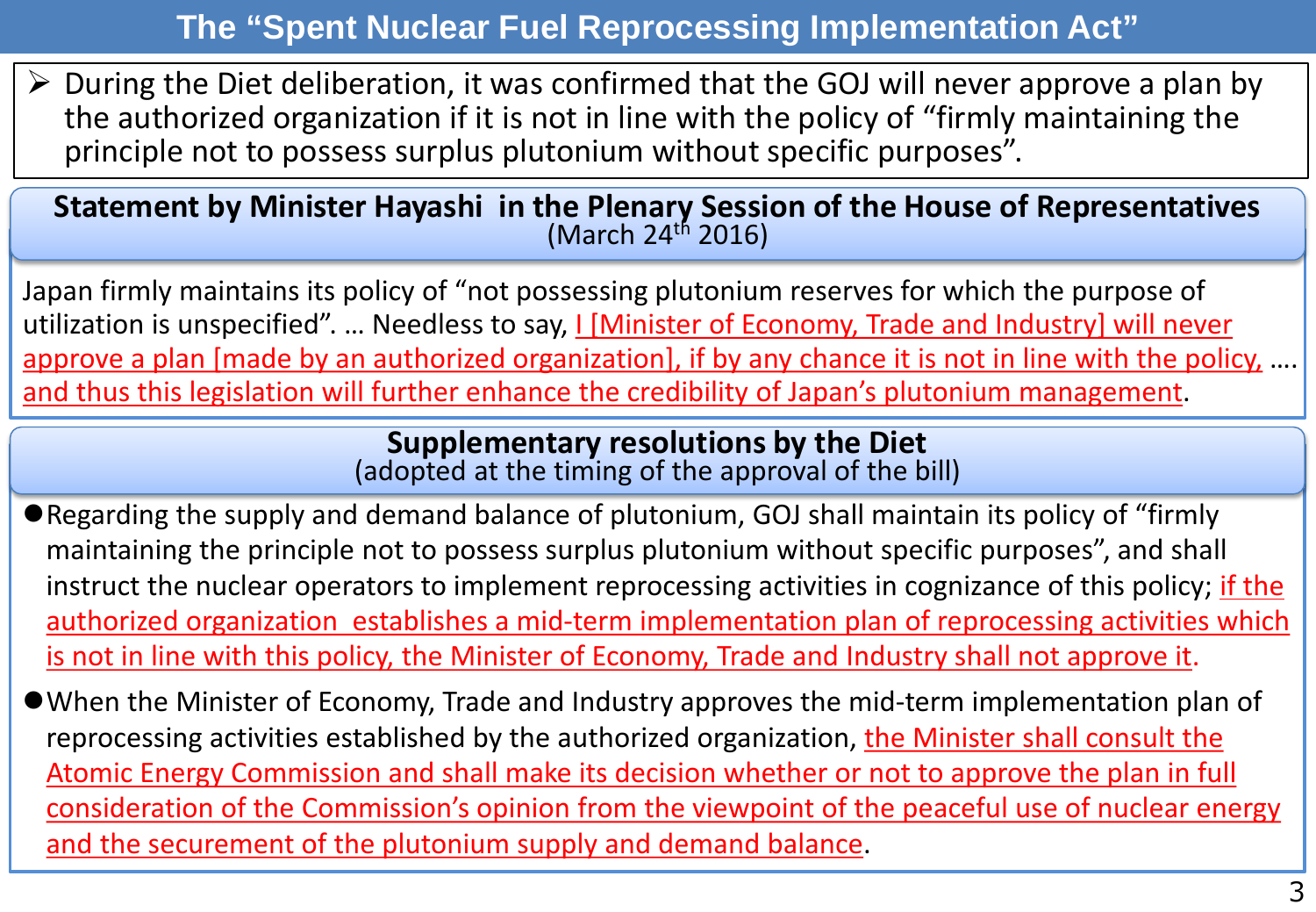# The "Spent Nuclear Fuel Reprocessing Implementation Act"

- During the Diet deliberation, it was confirmed that the GOJ will never approve a plan by the authorized organization if it is not in line with the policy of "firmly maintaining the principle not to possess surplus plutonium without specific purposes".

## Statement by Minister Hayashi in the Plenary Session of the House of Representatives

(March 24th 2016)

Japan firmly maintains its policy of "not possessing plutonium reserves for which the purpose of utilization is unspecified". … Needless to say, I [Minister of Economy, Trade and Industry] will never approve a plan [made by an authorized organization], if by any chance it is not in line with the policy, …. and thus this legislation will further enhance the credibility of Japan's plutonium management.

## Supplementary resolutions by the Diet

(adopted at the timing of the approval of the bill)

- Regarding the supply and demand balance of plutonium, GOJ shall maintain its policy of "firmly maintaining the principle not to possess surplus plutonium without specific purposes", and shall instruct the nuclear operators to implement reprocessing activities in cognizance of this policy; if the authorized organization establishes a mid-term implementation plan of reprocessing activities which is not in line with this policy, the Minister of Economy, Trade and Industry shall not approve it.
- When the Minister of Economy, Trade and Industry approves the mid-term implementation plan of reprocessing activities established by the authorized organization, the Minister shall consult the Atomic Energy Commission and shall make its decision whether or not to approve the plan in full consideration of the Commission's opinion from the viewpoint of the peaceful use of nuclear energy and the securement of the plutonium supply and demand balance.